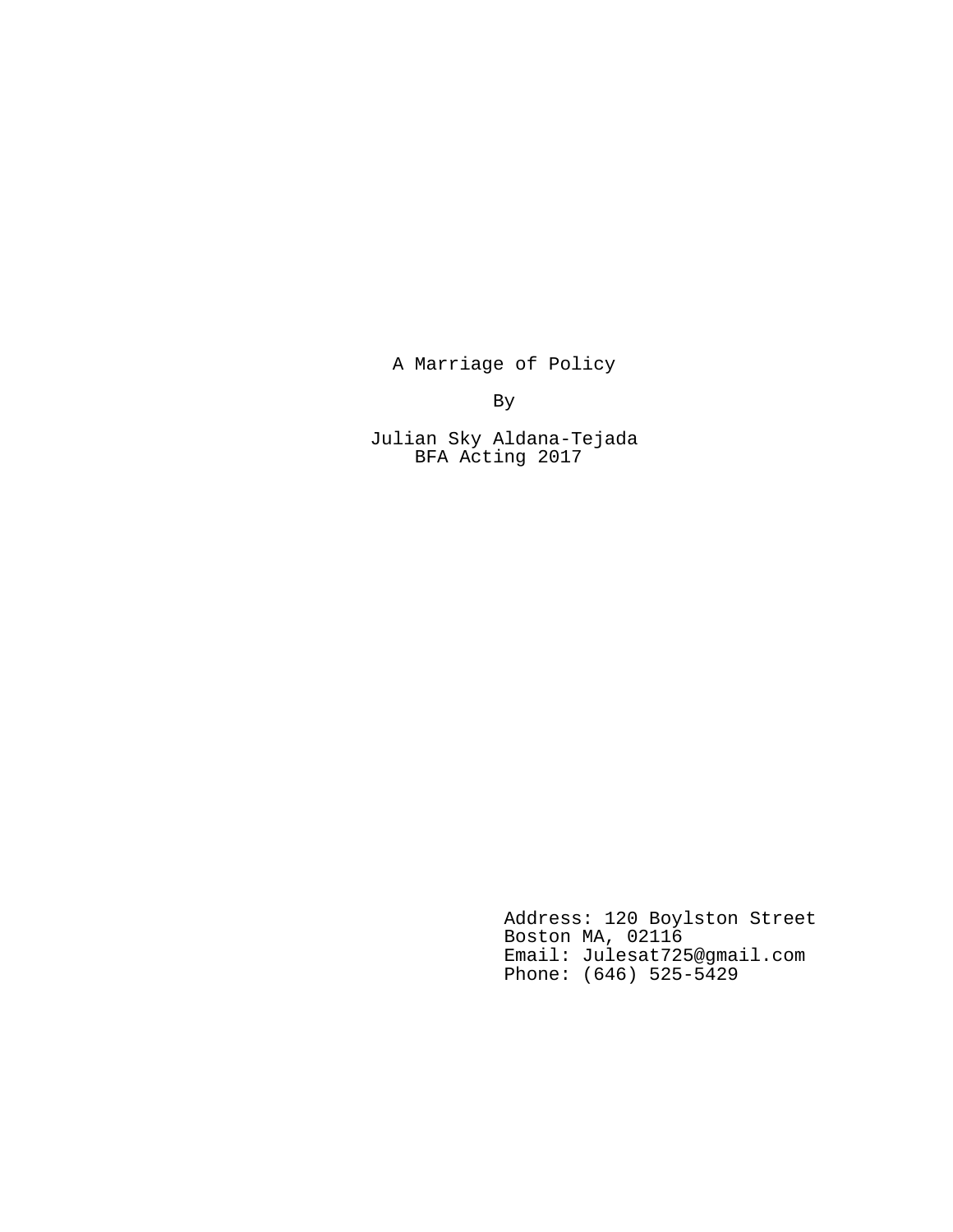# A Marriage of Policy

By

Julian Sky Aldana-Tejada
BFA Acting 2017

Address: 120 Boylston Street
Boston MA, 02116
Email: Julesat725@gmail.com
Phone: (646) 525-5429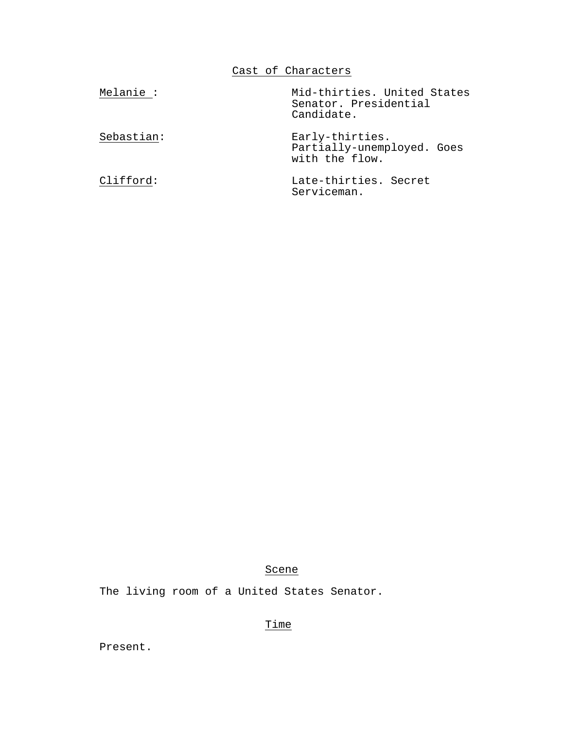## Cast of Characters

| | |
|---|---|
| Melanie: | Mid-thirties. United States Senator. Presidential Candidate. |
| Sebastian: | Early-thirties. Partially-unemployed. Goes with the flow. |
| Clifford: | Late-thirties. Secret Serviceman. |

## Scene

The living room of a United States Senator.

## Time

Present.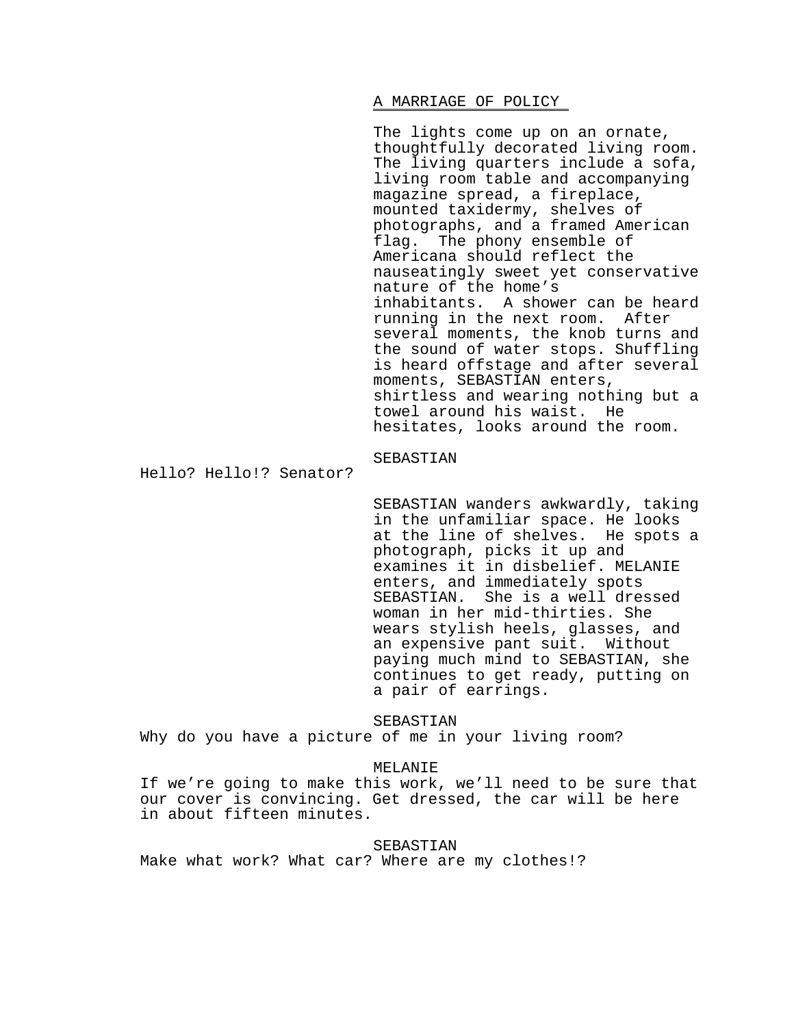A MARRIAGE OF POLICY

The lights come up on an ornate, thoughtfully decorated living room. The living quarters include a sofa, living room table and accompanying magazine spread, a fireplace, mounted taxidermy, shelves of photographs, and a framed American flag. The phony ensemble of Americana should reflect the nauseatingly sweet yet conservative nature of the home's inhabitants. A shower can be heard running in the next room. After several moments, the knob turns and the sound of water stops. Shuffling is heard offstage and after several moments, SEBASTIAN enters, shirtless and wearing nothing but a towel around his waist. He hesitates, looks around the room.

SEBASTIAN

Hello? Hello!? Senator?

SEBASTIAN wanders awkwardly, taking in the unfamiliar space. He looks at the line of shelves. He spots a photograph, picks it up and examines it in disbelief. MELANIE enters, and immediately spots SEBASTIAN. She is a well dressed woman in her mid-thirties. She wears stylish heels, glasses, and an expensive pant suit. Without paying much mind to SEBASTIAN, she continues to get ready, putting on a pair of earrings.

SEBASTIAN

Why do you have a picture of me in your living room?

MELANIE

If we're going to make this work, we'll need to be sure that our cover is convincing. Get dressed, the car will be here in about fifteen minutes.

SEBASTIAN

Make what work? What car? Where are my clothes!?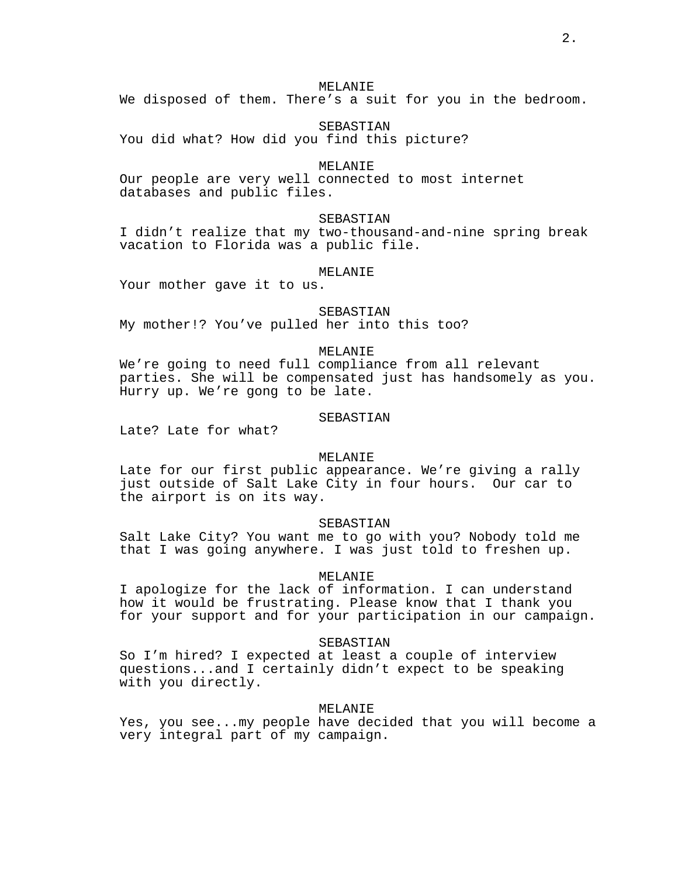MELANIE
We disposed of them. There's a suit for you in the bedroom.

SEBASTIAN
You did what? How did you find this picture?

MELANIE
Our people are very well connected to most internet databases and public files.

SEBASTIAN
I didn't realize that my two-thousand-and-nine spring break vacation to Florida was a public file.

MELANIE
Your mother gave it to us.

SEBASTIAN
My mother!? You've pulled her into this too?

MELANIE
We're going to need full compliance from all relevant parties. She will be compensated just has handsomely as you. Hurry up. We're gong to be late.

SEBASTIAN
Late? Late for what?

MELANIE
Late for our first public appearance. We're giving a rally just outside of Salt Lake City in four hours.  Our car to the airport is on its way.

SEBASTIAN
Salt Lake City? You want me to go with you? Nobody told me that I was going anywhere. I was just told to freshen up.

MELANIE
I apologize for the lack of information. I can understand how it would be frustrating. Please know that I thank you for your support and for your participation in our campaign.

SEBASTIAN
So I'm hired? I expected at least a couple of interview questions...and I certainly didn't expect to be speaking with you directly.

MELANIE
Yes, you see...my people have decided that you will become a very integral part of my campaign.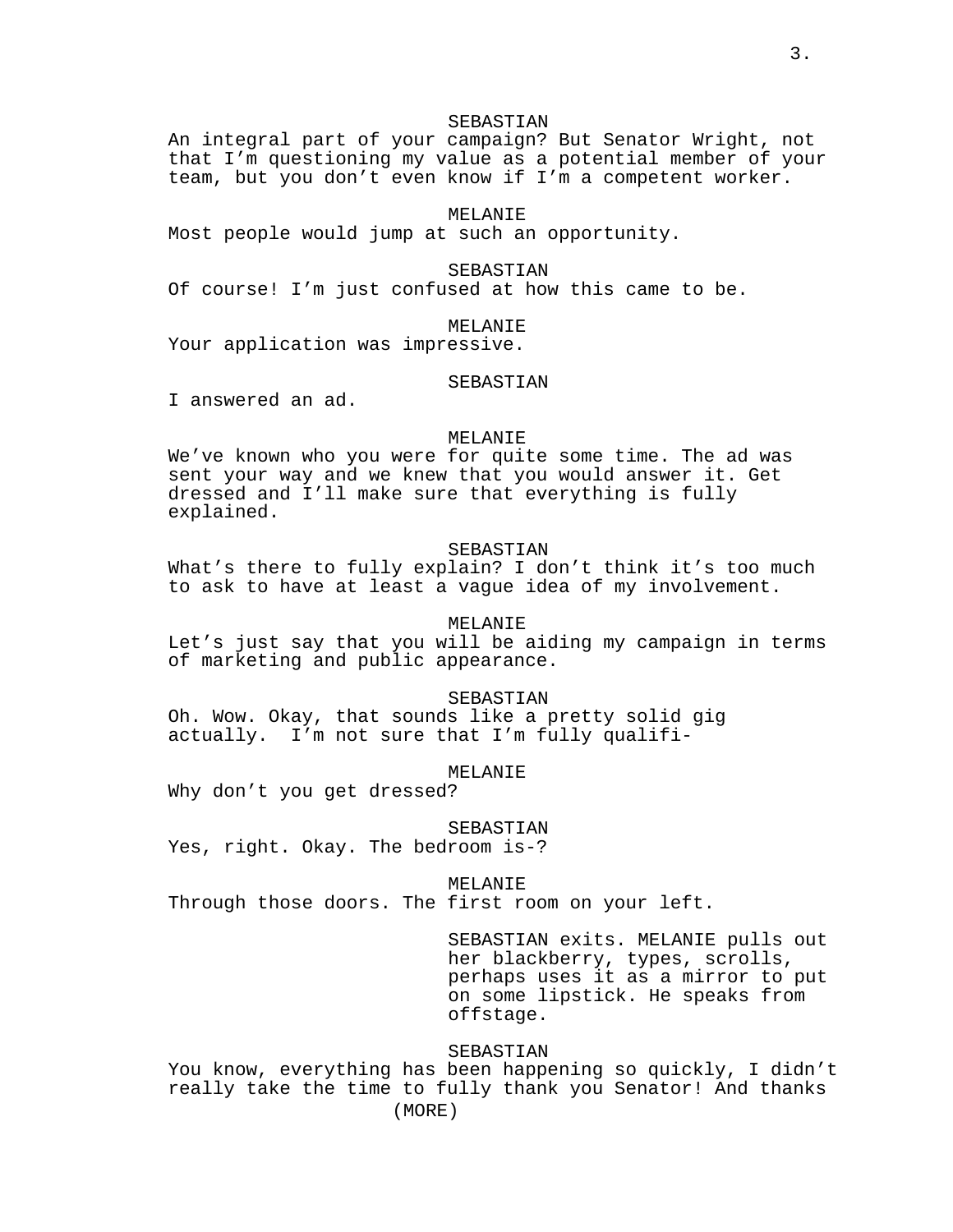SEBASTIAN
An integral part of your campaign? But Senator Wright, not that I'm questioning my value as a potential member of your team, but you don't even know if I'm a competent worker.

MELANIE
Most people would jump at such an opportunity.

SEBASTIAN
Of course! I'm just confused at how this came to be.

MELANIE
Your application was impressive.

SEBASTIAN
I answered an ad.

MELANIE
We've known who you were for quite some time. The ad was sent your way and we knew that you would answer it. Get dressed and I'll make sure that everything is fully explained.

SEBASTIAN
What's there to fully explain? I don't think it's too much to ask to have at least a vague idea of my involvement.

MELANIE
Let's just say that you will be aiding my campaign in terms of marketing and public appearance.

SEBASTIAN
Oh. Wow. Okay, that sounds like a pretty solid gig actually. I'm not sure that I'm fully qualifi-

MELANIE
Why don't you get dressed?

SEBASTIAN
Yes, right. Okay. The bedroom is-?

MELANIE
Through those doors. The first room on your left.

SEBASTIAN exits. MELANIE pulls out her blackberry, types, scrolls, perhaps uses it as a mirror to put on some lipstick. He speaks from offstage.

SEBASTIAN
You know, everything has been happening so quickly, I didn't really take the time to fully thank you Senator! And thanks
(MORE)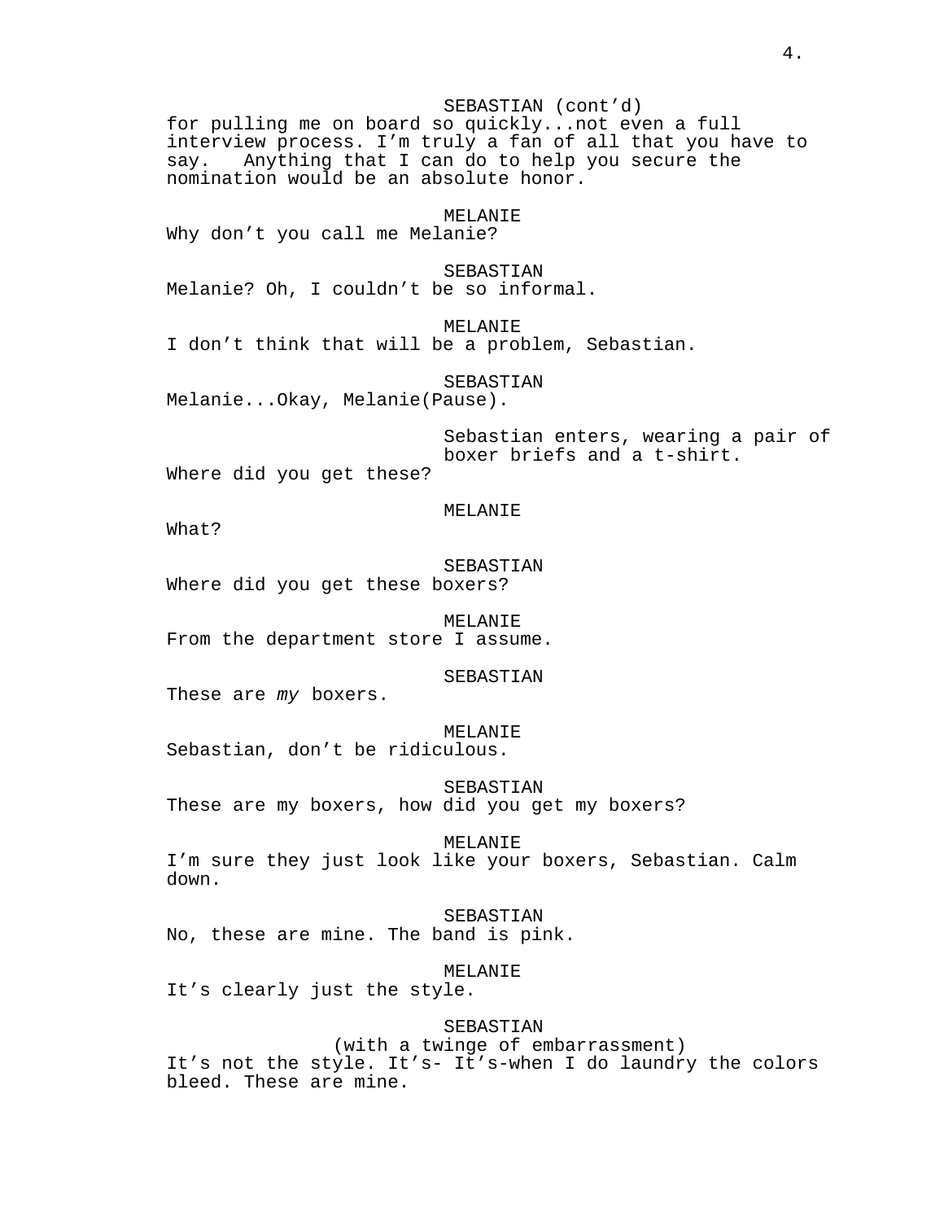SEBASTIAN (cont'd)
for pulling me on board so quickly...not even a full interview process. I'm truly a fan of all that you have to say.   Anything that I can do to help you secure the nomination would be an absolute honor.

MELANIE
Why don't you call me Melanie?

SEBASTIAN
Melanie? Oh, I couldn't be so informal.

MELANIE
I don't think that will be a problem, Sebastian.

SEBASTIAN
Melanie...Okay, Melanie(Pause).

Sebastian enters, wearing a pair of boxer briefs and a t-shirt.

Where did you get these?

MELANIE
What?

SEBASTIAN
Where did you get these boxers?

MELANIE
From the department store I assume.

SEBASTIAN
These are *my* boxers.

MELANIE
Sebastian, don't be ridiculous.

SEBASTIAN
These are my boxers, how did you get my boxers?

MELANIE
I'm sure they just look like your boxers, Sebastian. Calm down.

SEBASTIAN
No, these are mine. The band is pink.

MELANIE
It's clearly just the style.

SEBASTIAN
(with a twinge of embarrassment)
It's not the style. It's- It's-when I do laundry the colors bleed. These are mine.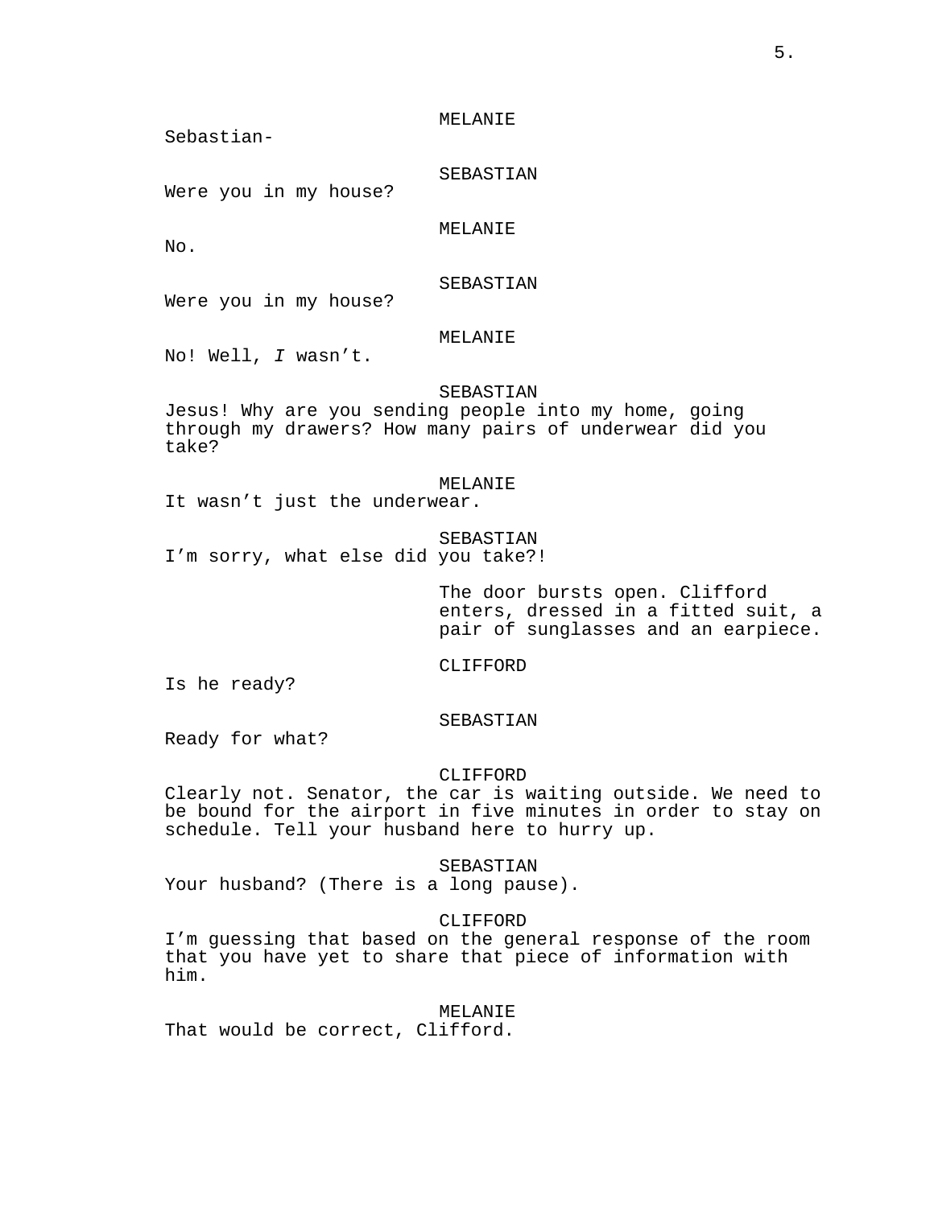MELANIE

Sebastian-

SEBASTIAN

Were you in my house?

MELANIE

No.

SEBASTIAN

Were you in my house?

MELANIE

No! Well, *I* wasn't.

SEBASTIAN

Jesus! Why are you sending people into my home, going through my drawers? How many pairs of underwear did you take?

MELANIE

It wasn't just the underwear.

SEBASTIAN

I'm sorry, what else did you take?!

The door bursts open. Clifford enters, dressed in a fitted suit, a pair of sunglasses and an earpiece.

CLIFFORD

Is he ready?

SEBASTIAN

Ready for what?

CLIFFORD

Clearly not. Senator, the car is waiting outside. We need to be bound for the airport in five minutes in order to stay on schedule. Tell your husband here to hurry up.

SEBASTIAN

Your husband? (There is a long pause).

CLIFFORD

I'm guessing that based on the general response of the room that you have yet to share that piece of information with him.

MELANIE

That would be correct, Clifford.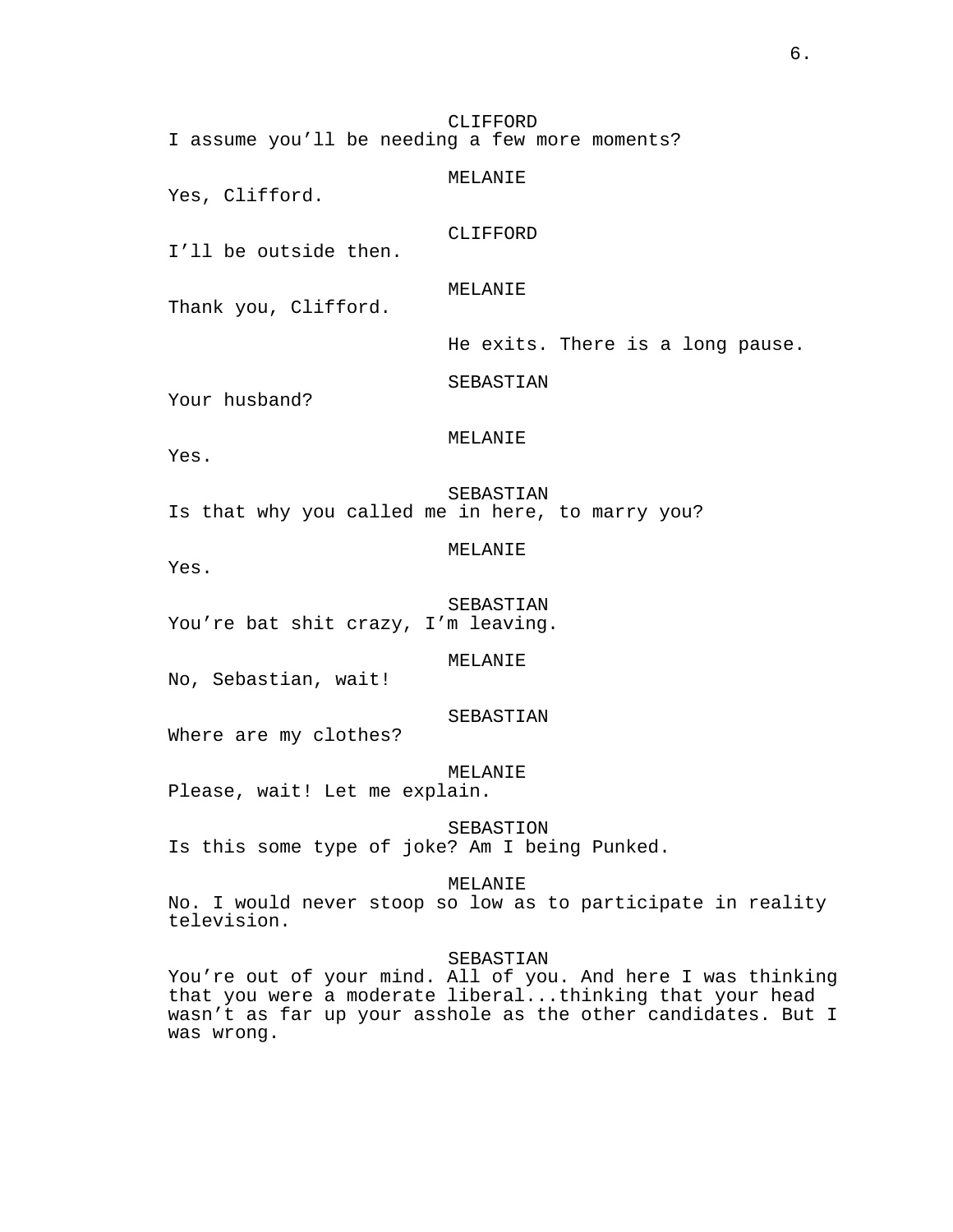CLIFFORD

I assume you'll be needing a few more moments?

MELANIE

Yes, Clifford.

CLIFFORD

I'll be outside then.

MELANIE

Thank you, Clifford.

He exits. There is a long pause.

SEBASTIAN

Your husband?

MELANIE

Yes.

SEBASTIAN

Is that why you called me in here, to marry you?

MELANIE

Yes.

SEBASTIAN

You're bat shit crazy, I'm leaving.

MELANIE

No, Sebastian, wait!

SEBASTIAN

Where are my clothes?

MELANIE

Please, wait! Let me explain.

SEBASTION

Is this some type of joke? Am I being Punked.

MELANIE

No. I would never stoop so low as to participate in reality television.

SEBASTIAN

You're out of your mind. All of you. And here I was thinking that you were a moderate liberal...thinking that your head wasn't as far up your asshole as the other candidates. But I was wrong.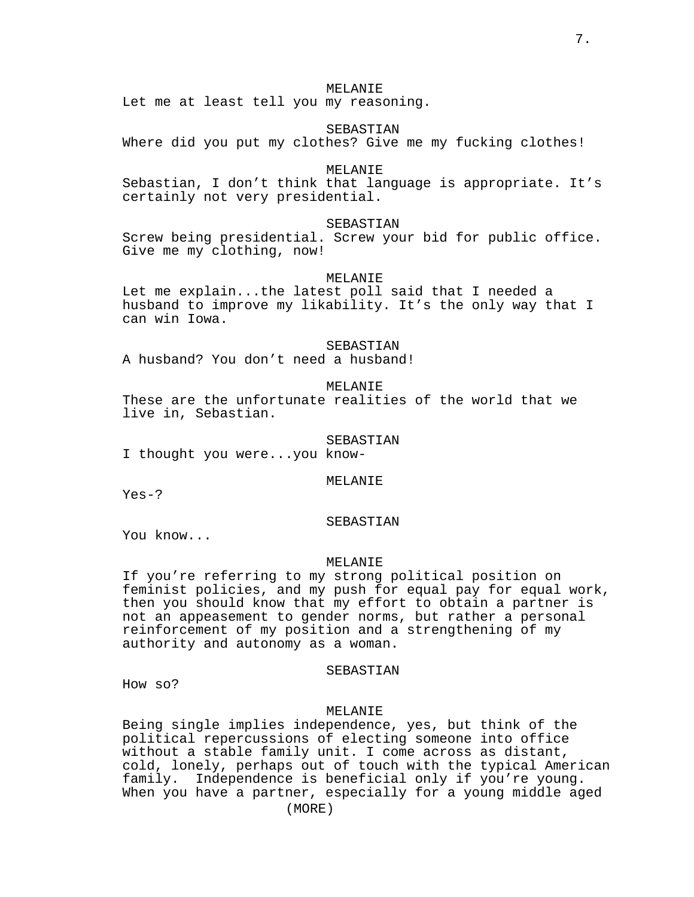MELANIE
Let me at least tell you my reasoning.

SEBASTIAN
Where did you put my clothes? Give me my fucking clothes!

MELANIE
Sebastian, I don’t think that language is appropriate. It’s certainly not very presidential.

SEBASTIAN
Screw being presidential. Screw your bid for public office. Give me my clothing, now!

MELANIE
Let me explain...the latest poll said that I needed a husband to improve my likability. It’s the only way that I can win Iowa.

SEBASTIAN
A husband? You don’t need a husband!

MELANIE
These are the unfortunate realities of the world that we live in, Sebastian.

SEBASTIAN
I thought you were...you know-

MELANIE
Yes-?

SEBASTIAN
You know...

MELANIE
If you’re referring to my strong political position on feminist policies, and my push for equal pay for equal work, then you should know that my effort to obtain a partner is not an appeasement to gender norms, but rather a personal reinforcement of my position and a strengthening of my authority and autonomy as a woman.

SEBASTIAN
How so?

MELANIE
Being single implies independence, yes, but think of the political repercussions of electing someone into office without a stable family unit. I come across as distant, cold, lonely, perhaps out of touch with the typical American family. Independence is beneficial only if you’re young. When you have a partner, especially for a young middle aged

(MORE)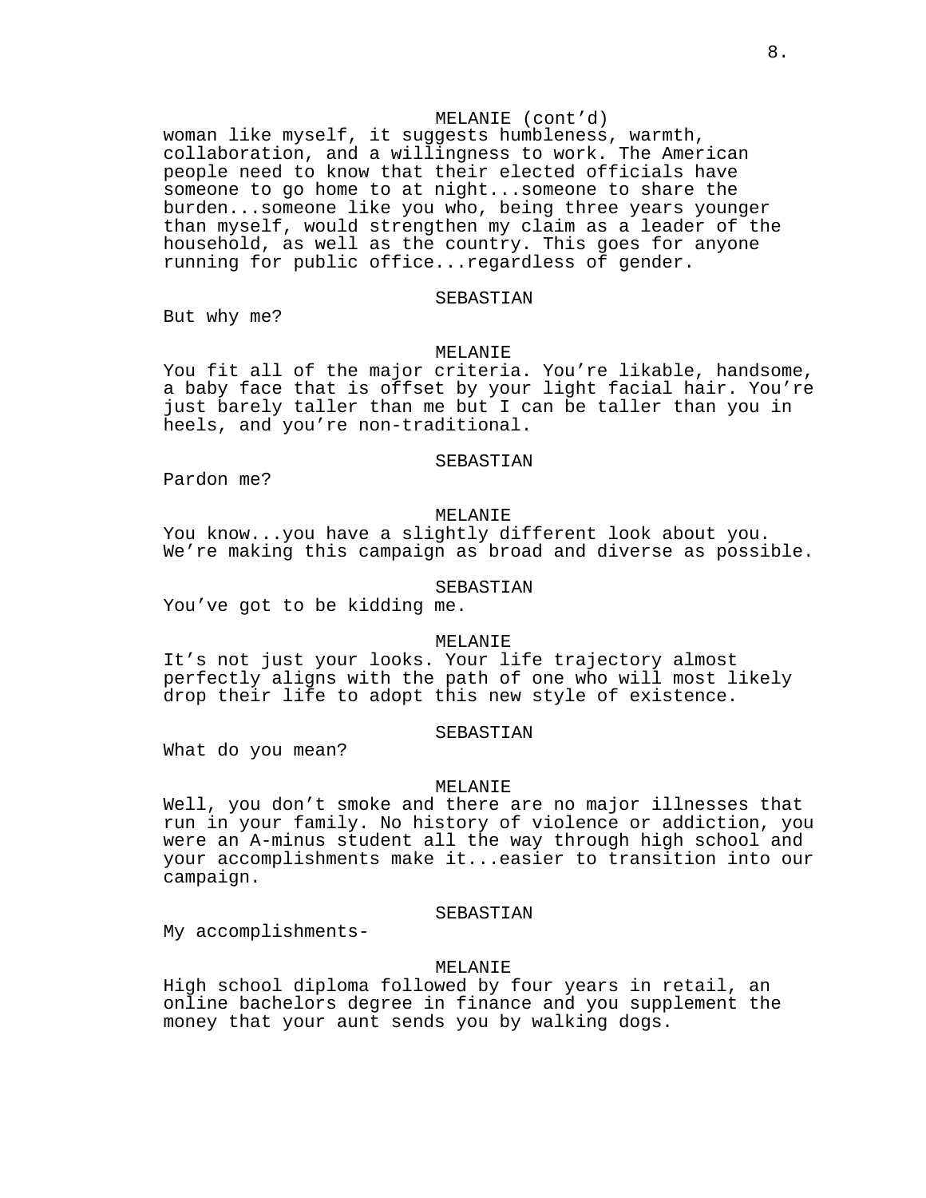MELANIE (cont'd)

woman like myself, it suggests humbleness, warmth, collaboration, and a willingness to work. The American people need to know that their elected officials have someone to go home to at night...someone to share the burden...someone like you who, being three years younger than myself, would strengthen my claim as a leader of the household, as well as the country. This goes for anyone running for public office...regardless of gender.

SEBASTIAN

But why me?

MELANIE

You fit all of the major criteria. You're likable, handsome, a baby face that is offset by your light facial hair. You're just barely taller than me but I can be taller than you in heels, and you're non-traditional.

SEBASTIAN

Pardon me?

MELANIE

You know...you have a slightly different look about you. We're making this campaign as broad and diverse as possible.

SEBASTIAN

You've got to be kidding me.

MELANIE

It's not just your looks. Your life trajectory almost perfectly aligns with the path of one who will most likely drop their life to adopt this new style of existence.

SEBASTIAN

What do you mean?

MELANIE

Well, you don't smoke and there are no major illnesses that run in your family. No history of violence or addiction, you were an A-minus student all the way through high school and your accomplishments make it...easier to transition into our campaign.

SEBASTIAN

My accomplishments-

MELANIE

High school diploma followed by four years in retail, an online bachelors degree in finance and you supplement the money that your aunt sends you by walking dogs.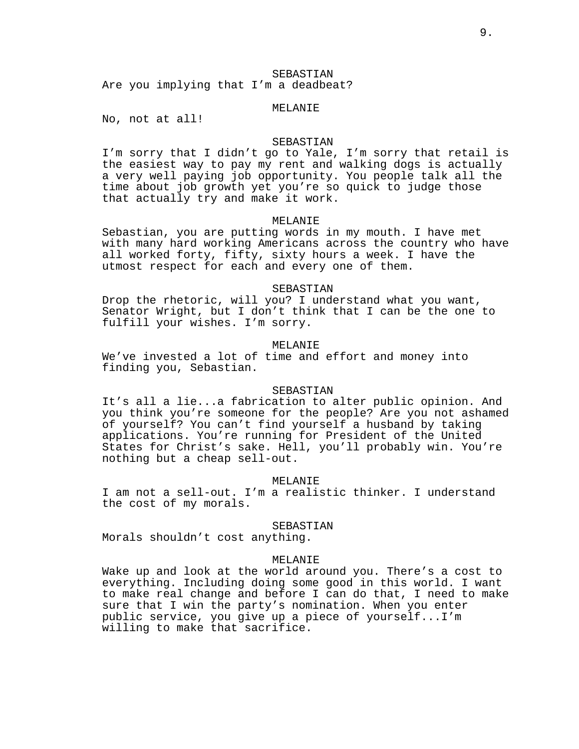SEBASTIAN
Are you implying that I'm a deadbeat?

MELANIE
No, not at all!

SEBASTIAN
I'm sorry that I didn't go to Yale, I'm sorry that retail is the easiest way to pay my rent and walking dogs is actually a very well paying job opportunity. You people talk all the time about job growth yet you're so quick to judge those that actually try and make it work.

MELANIE
Sebastian, you are putting words in my mouth. I have met with many hard working Americans across the country who have all worked forty, fifty, sixty hours a week. I have the utmost respect for each and every one of them.

SEBASTIAN
Drop the rhetoric, will you? I understand what you want, Senator Wright, but I don't think that I can be the one to fulfill your wishes. I'm sorry.

MELANIE
We've invested a lot of time and effort and money into finding you, Sebastian.

SEBASTIAN
It's all a lie...a fabrication to alter public opinion. And you think you're someone for the people? Are you not ashamed of yourself? You can't find yourself a husband by taking applications. You're running for President of the United States for Christ's sake. Hell, you'll probably win. You're nothing but a cheap sell-out.

MELANIE
I am not a sell-out. I'm a realistic thinker. I understand the cost of my morals.

SEBASTIAN
Morals shouldn't cost anything.

MELANIE
Wake up and look at the world around you. There's a cost to everything. Including doing some good in this world. I want to make real change and before I can do that, I need to make sure that I win the party's nomination. When you enter public service, you give up a piece of yourself...I'm willing to make that sacrifice.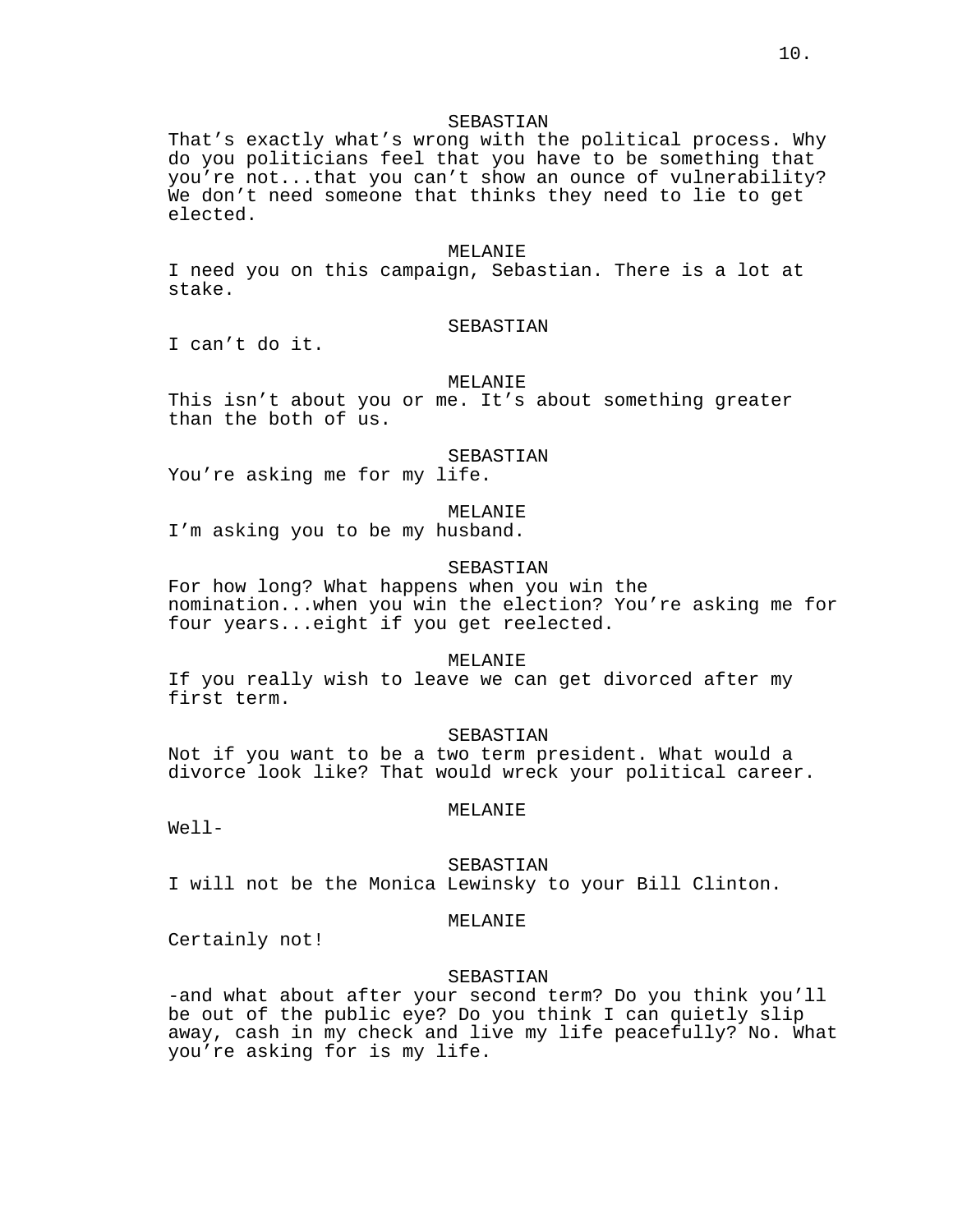SEBASTIAN

That's exactly what's wrong with the political process. Why do you politicians feel that you have to be something that you're not...that you can't show an ounce of vulnerability? We don't need someone that thinks they need to lie to get elected.

MELANIE

I need you on this campaign, Sebastian. There is a lot at stake.

SEBASTIAN

I can't do it.

MELANIE

This isn't about you or me. It's about something greater than the both of us.

SEBASTIAN

You're asking me for my life.

MELANIE

I'm asking you to be my husband.

SEBASTIAN

For how long? What happens when you win the nomination...when you win the election? You're asking me for four years...eight if you get reelected.

MELANIE

If you really wish to leave we can get divorced after my first term.

SEBASTIAN

Not if you want to be a two term president. What would a divorce look like? That would wreck your political career.

MELANIE

Well-

SEBASTIAN

I will not be the Monica Lewinsky to your Bill Clinton.

MELANIE

Certainly not!

SEBASTIAN

-and what about after your second term? Do you think you'll be out of the public eye? Do you think I can quietly slip away, cash in my check and live my life peacefully? No. What you're asking for is my life.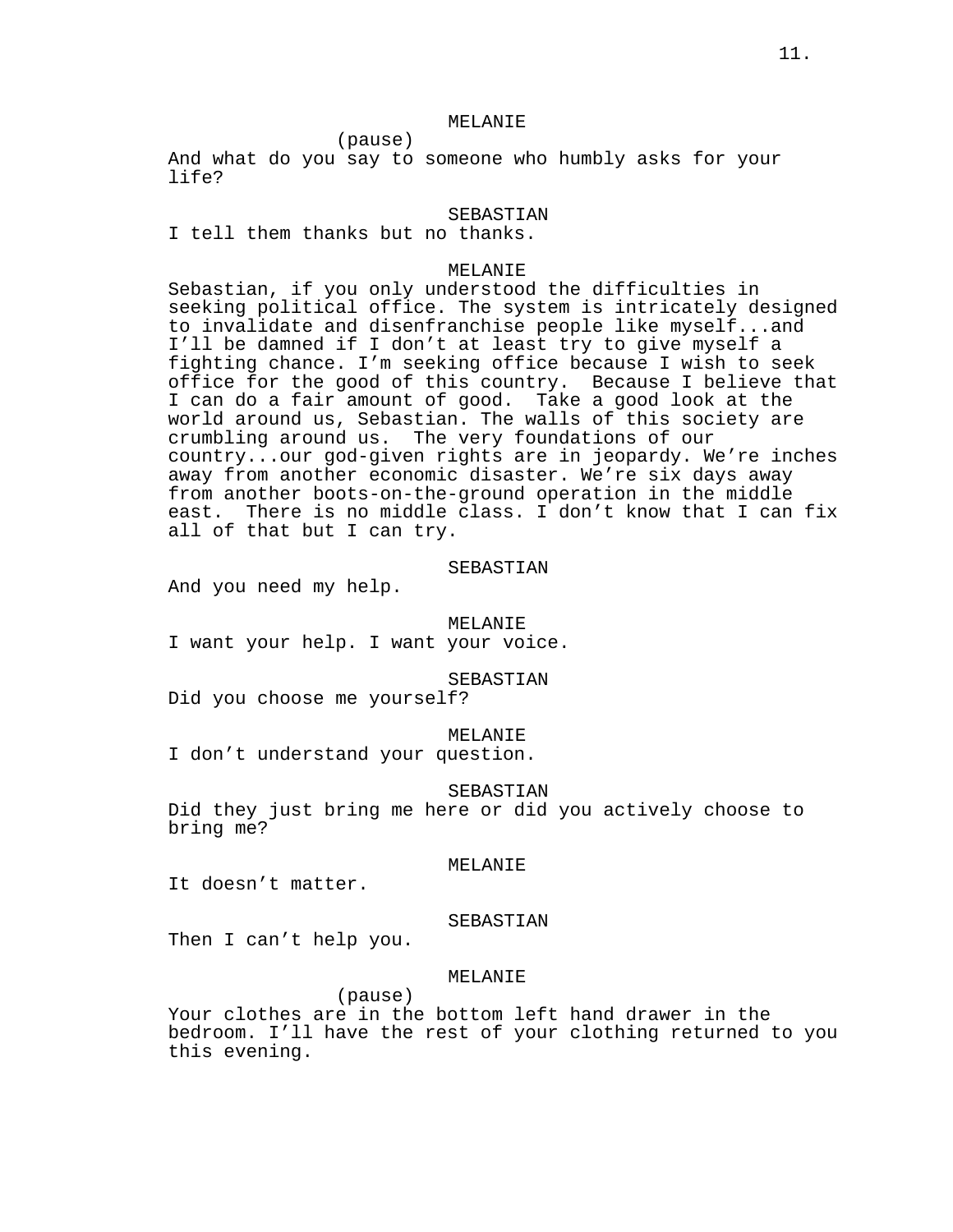MELANIE

(pause)

And what do you say to someone who humbly asks for your life?

SEBASTIAN

I tell them thanks but no thanks.

MELANIE

Sebastian, if you only understood the difficulties in seeking political office. The system is intricately designed to invalidate and disenfranchise people like myself...and I'll be damned if I don't at least try to give myself a fighting chance. I'm seeking office because I wish to seek office for the good of this country. Because I believe that I can do a fair amount of good. Take a good look at the world around us, Sebastian. The walls of this society are crumbling around us. The very foundations of our country...our god-given rights are in jeopardy. We're inches away from another economic disaster. We're six days away from another boots-on-the-ground operation in the middle east. There is no middle class. I don't know that I can fix all of that but I can try.

SEBASTIAN

And you need my help.

MELANIE

I want your help. I want your voice.

SEBASTIAN

Did you choose me yourself?

MELANIE

I don't understand your question.

SEBASTIAN

Did they just bring me here or did you actively choose to bring me?

MELANIE

It doesn't matter.

SEBASTIAN

Then I can't help you.

MELANIE

(pause)

Your clothes are in the bottom left hand drawer in the bedroom. I'll have the rest of your clothing returned to you this evening.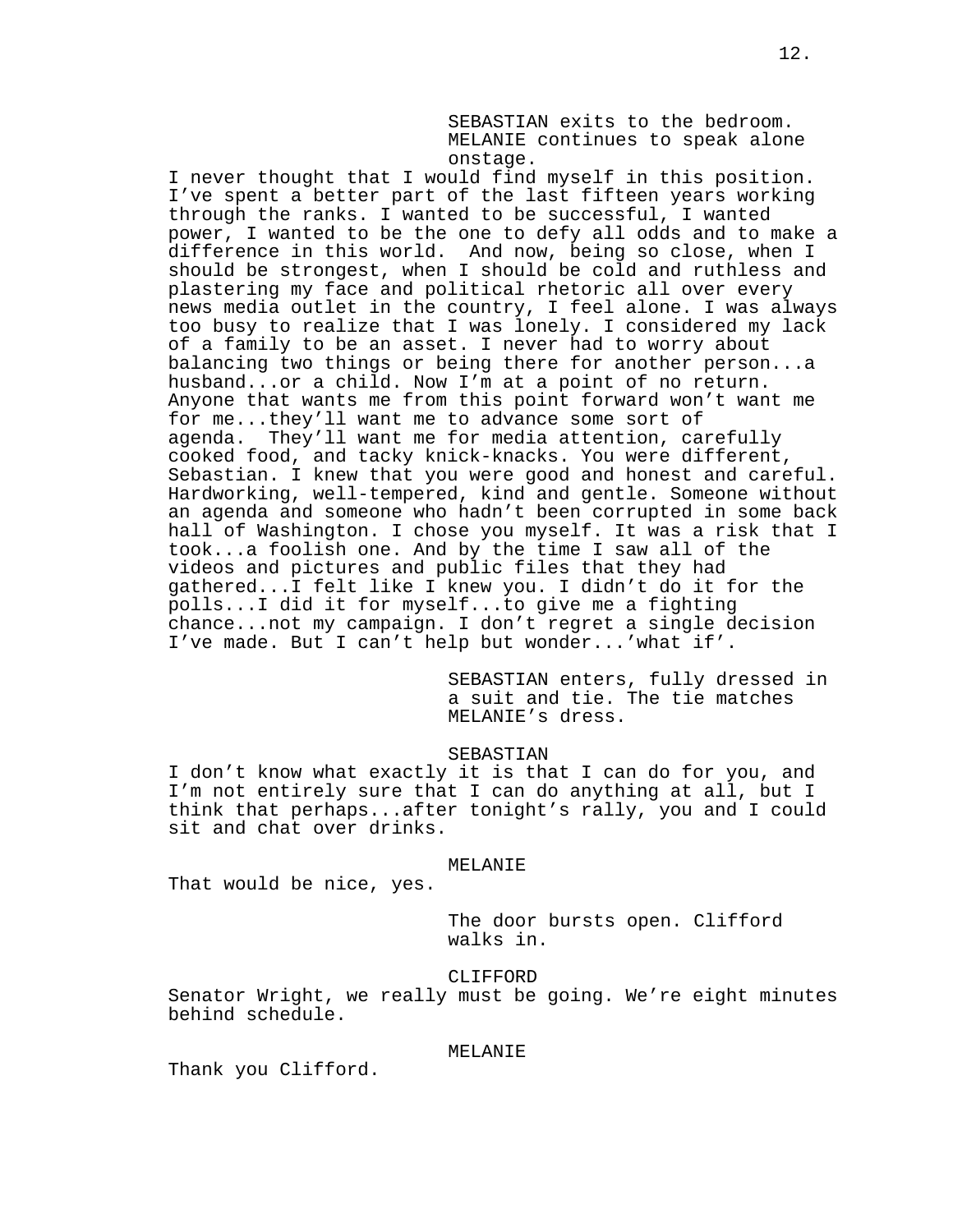SEBASTIAN exits to the bedroom. MELANIE continues to speak alone onstage.

I never thought that I would find myself in this position. I've spent a better part of the last fifteen years working through the ranks. I wanted to be successful, I wanted power, I wanted to be the one to defy all odds and to make a difference in this world. And now, being so close, when I should be strongest, when I should be cold and ruthless and plastering my face and political rhetoric all over every news media outlet in the country, I feel alone. I was always too busy to realize that I was lonely. I considered my lack of a family to be an asset. I never had to worry about balancing two things or being there for another person...a husband...or a child. Now I'm at a point of no return. Anyone that wants me from this point forward won't want me for me...they'll want me to advance some sort of agenda. They'll want me for media attention, carefully cooked food, and tacky knick-knacks. You were different, Sebastian. I knew that you were good and honest and careful. Hardworking, well-tempered, kind and gentle. Someone without an agenda and someone who hadn't been corrupted in some back hall of Washington. I chose you myself. It was a risk that I took...a foolish one. And by the time I saw all of the videos and pictures and public files that they had gathered...I felt like I knew you. I didn't do it for the polls...I did it for myself...to give me a fighting chance...not my campaign. I don't regret a single decision I've made. But I can't help but wonder...'what if'.

SEBASTIAN enters, fully dressed in a suit and tie. The tie matches MELANIE's dress.

SEBASTIAN

I don't know what exactly it is that I can do for you, and I'm not entirely sure that I can do anything at all, but I think that perhaps...after tonight's rally, you and I could sit and chat over drinks.

MELANIE

That would be nice, yes.

The door bursts open. Clifford walks in.

CLIFFORD

Senator Wright, we really must be going. We're eight minutes behind schedule.

MELANIE

Thank you Clifford.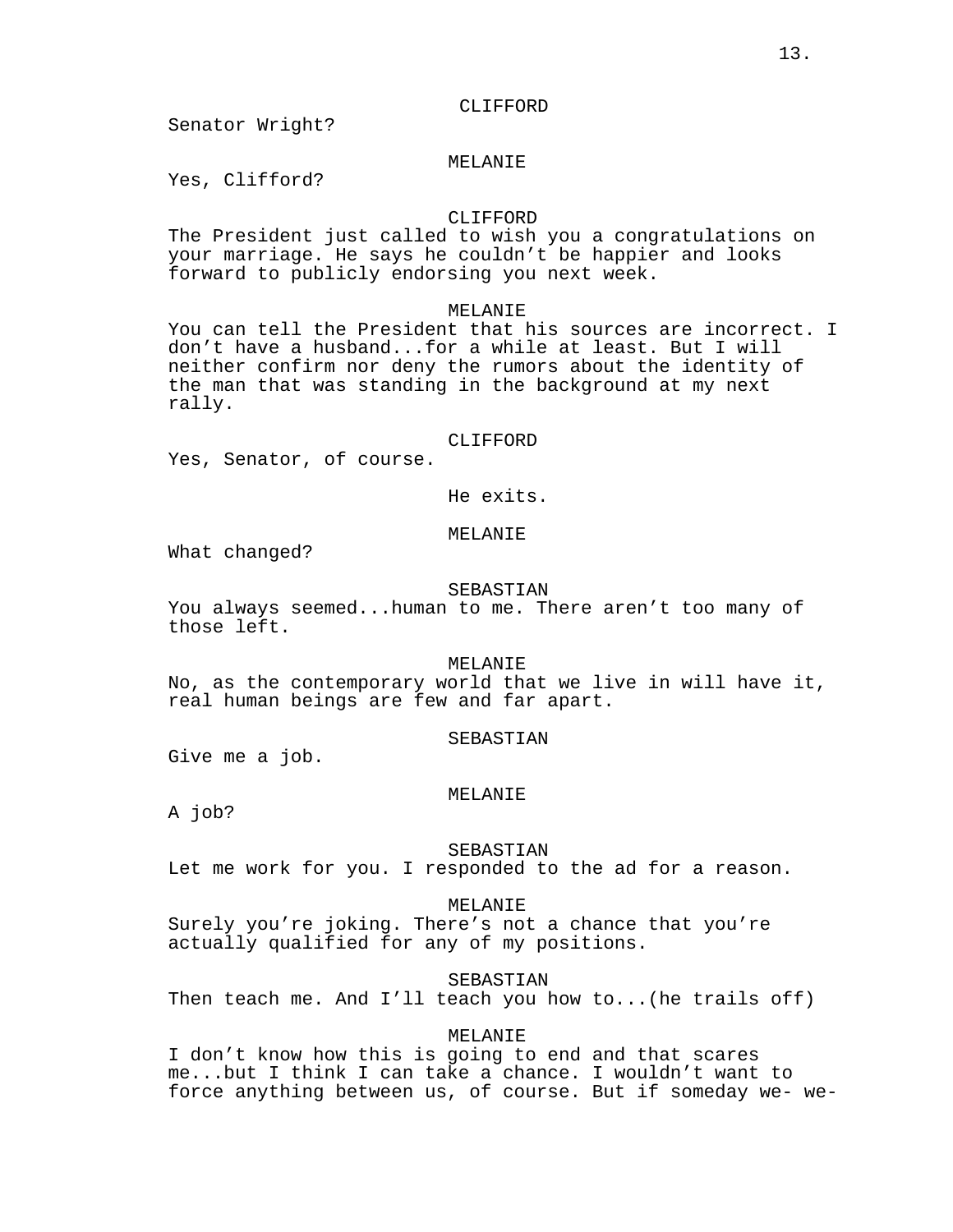CLIFFORD

Senator Wright?

MELANIE

Yes, Clifford?

CLIFFORD

The President just called to wish you a congratulations on your marriage. He says he couldn't be happier and looks forward to publicly endorsing you next week.

MELANIE

You can tell the President that his sources are incorrect. I don't have a husband...for a while at least. But I will neither confirm nor deny the rumors about the identity of the man that was standing in the background at my next rally.

CLIFFORD

Yes, Senator, of course.

He exits.

MELANIE

What changed?

SEBASTIAN

You always seemed...human to me. There aren't too many of those left.

MELANIE

No, as the contemporary world that we live in will have it, real human beings are few and far apart.

SEBASTIAN

Give me a job.

MELANIE

A job?

SEBASTIAN

Let me work for you. I responded to the ad for a reason.

MELANIE

Surely you're joking. There's not a chance that you're actually qualified for any of my positions.

SEBASTIAN

Then teach me. And I'll teach you how to...(he trails off)

MELANIE

I don't know how this is going to end and that scares me...but I think I can take a chance. I wouldn't want to force anything between us, of course. But if someday we- we-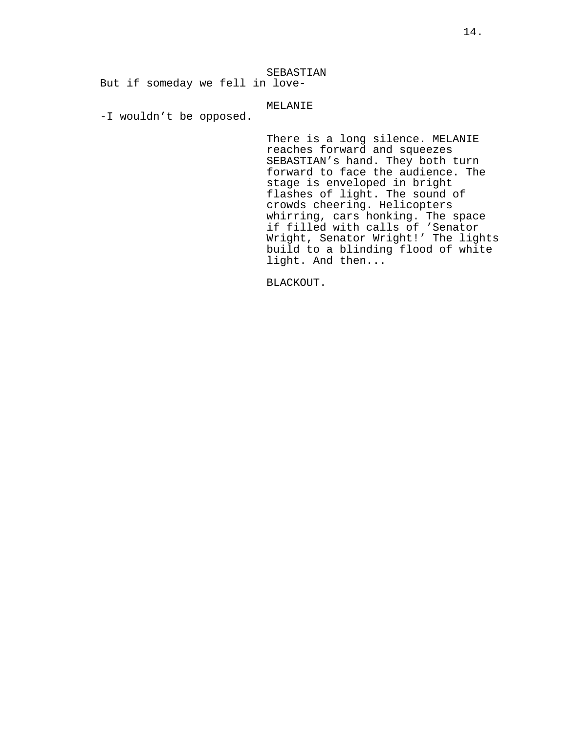SEBASTIAN

But if someday we fell in love-

MELANIE

-I wouldn’t be opposed.

There is a long silence. MELANIE reaches forward and squeezes SEBASTIAN’s hand. They both turn forward to face the audience. The stage is enveloped in bright flashes of light. The sound of crowds cheering. Helicopters whirring, cars honking. The space if filled with calls of ’Senator Wright, Senator Wright!’ The lights build to a blinding flood of white light. And then...

BLACKOUT.